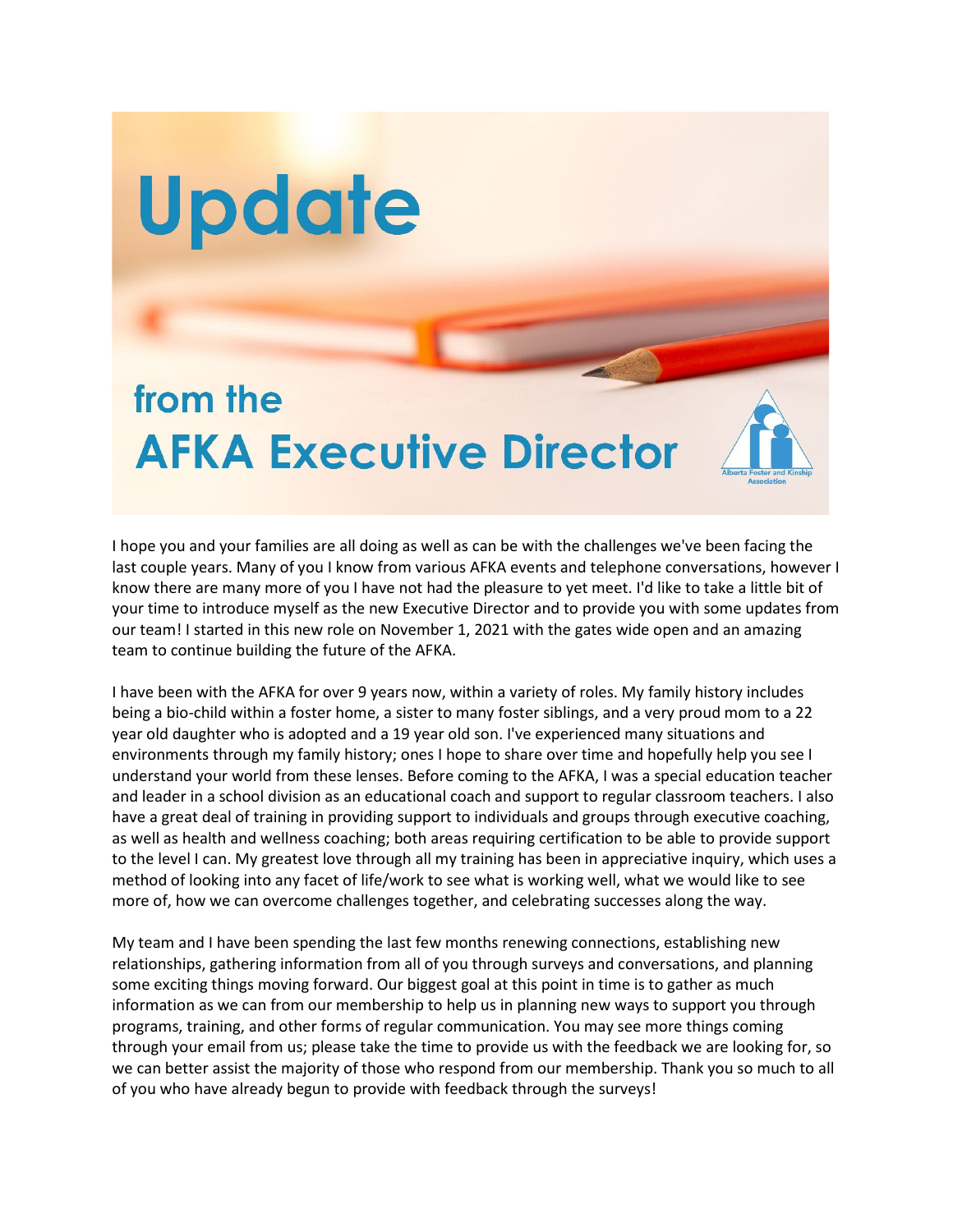# Update

## from the AFKA Executive Director

I hope you and your families are all doing as well as can be with the challenges we've been facing the last couple years. Many of you I know from various AFKA events and telephone conversations, however I know there are many more of you I have not had the pleasure to yet meet. I'd like to take a little bit of your time to introduce myself as the new Executive Director and to provide you with some updates from our team! I started in this new role on November 1, 2021 with the gates wide open and an amazing team to continue building the future of the AFKA.

I have been with the AFKA for over 9 years now, within a variety of roles. My family history includes being a bio-child within a foster home, a sister to many foster siblings, and a very proud mom to a 22 year old daughter who is adopted and a 19 year old son. I've experienced many situations and environments through my family history; ones I hope to share over time and hopefully help you see I understand your world from these lenses. Before coming to the AFKA, I was a special education teacher and leader in a school division as an educational coach and support to regular classroom teachers. I also have a great deal of training in providing support to individuals and groups through executive coaching, as well as health and wellness coaching; both areas requiring certification to be able to provide support to the level I can. My greatest love through all my training has been in appreciative inquiry, which uses a method of looking into any facet of life/work to see what is working well, what we would like to see more of, how we can overcome challenges together, and celebrating successes along the way.

My team and I have been spending the last few months renewing connections, establishing new relationships, gathering information from all of you through surveys and conversations, and planning some exciting things moving forward. Our biggest goal at this point in time is to gather as much information as we can from our membership to help us in planning new ways to support you through programs, training, and other forms of regular communication. You may see more things coming through your email from us; please take the time to provide us with the feedback we are looking for, so we can better assist the majority of those who respond from our membership. Thank you so much to all of you who have already begun to provide with feedback through the surveys!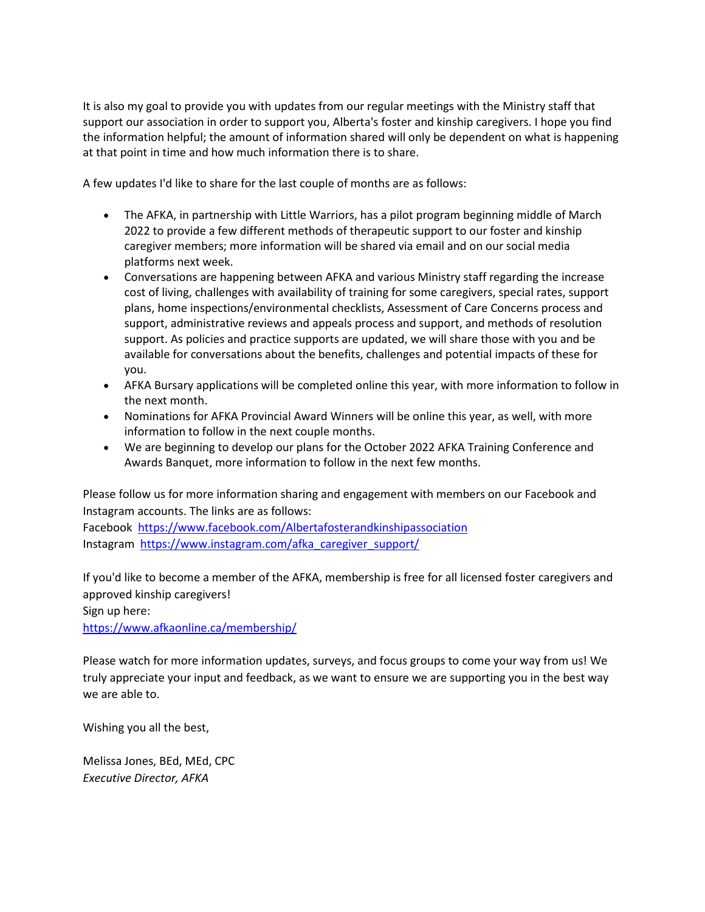It is also my goal to provide you with updates from our regular meetings with the Ministry staff that support our association in order to support you, Alberta's foster and kinship caregivers. I hope you find the information helpful; the amount of information shared will only be dependent on what is happening at that point in time and how much information there is to share.

A few updates I'd like to share for the last couple of months are as follows:

- The AFKA, in partnership with Little Warriors, has a pilot program beginning middle of March 2022 to provide a few different methods of therapeutic support to our foster and kinship caregiver members; more information will be shared via email and on our social media platforms next week.
- Conversations are happening between AFKA and various Ministry staff regarding the increase cost of living, challenges with availability of training for some caregivers, special rates, support plans, home inspections/environmental checklists, Assessment of Care Concerns process and support, administrative reviews and appeals process and support, and methods of resolution support. As policies and practice supports are updated, we will share those with you and be available for conversations about the benefits, challenges and potential impacts of these for you.
- AFKA Bursary applications will be completed online this year, with more information to follow in the next month.
- Nominations for AFKA Provincial Award Winners will be online this year, as well, with more information to follow in the next couple months.
- We are beginning to develop our plans for the October 2022 AFKA Training Conference and Awards Banquet, more information to follow in the next few months.

Please follow us for more information sharing and engagement with members on our Facebook and Instagram accounts. The links are as follows:
Facebook https://www.facebook.com/Albertafosterandkinshipassociation
Instagram https://www.instagram.com/afka_caregiver_support/

If you'd like to become a member of the AFKA, membership is free for all licensed foster caregivers and approved kinship caregivers!
Sign up here:
https://www.afkaonline.ca/membership/

Please watch for more information updates, surveys, and focus groups to come your way from us! We truly appreciate your input and feedback, as we want to ensure we are supporting you in the best way we are able to.

Wishing you all the best,

Melissa Jones, BEd, MEd, CPC
*Executive Director, AFKA*